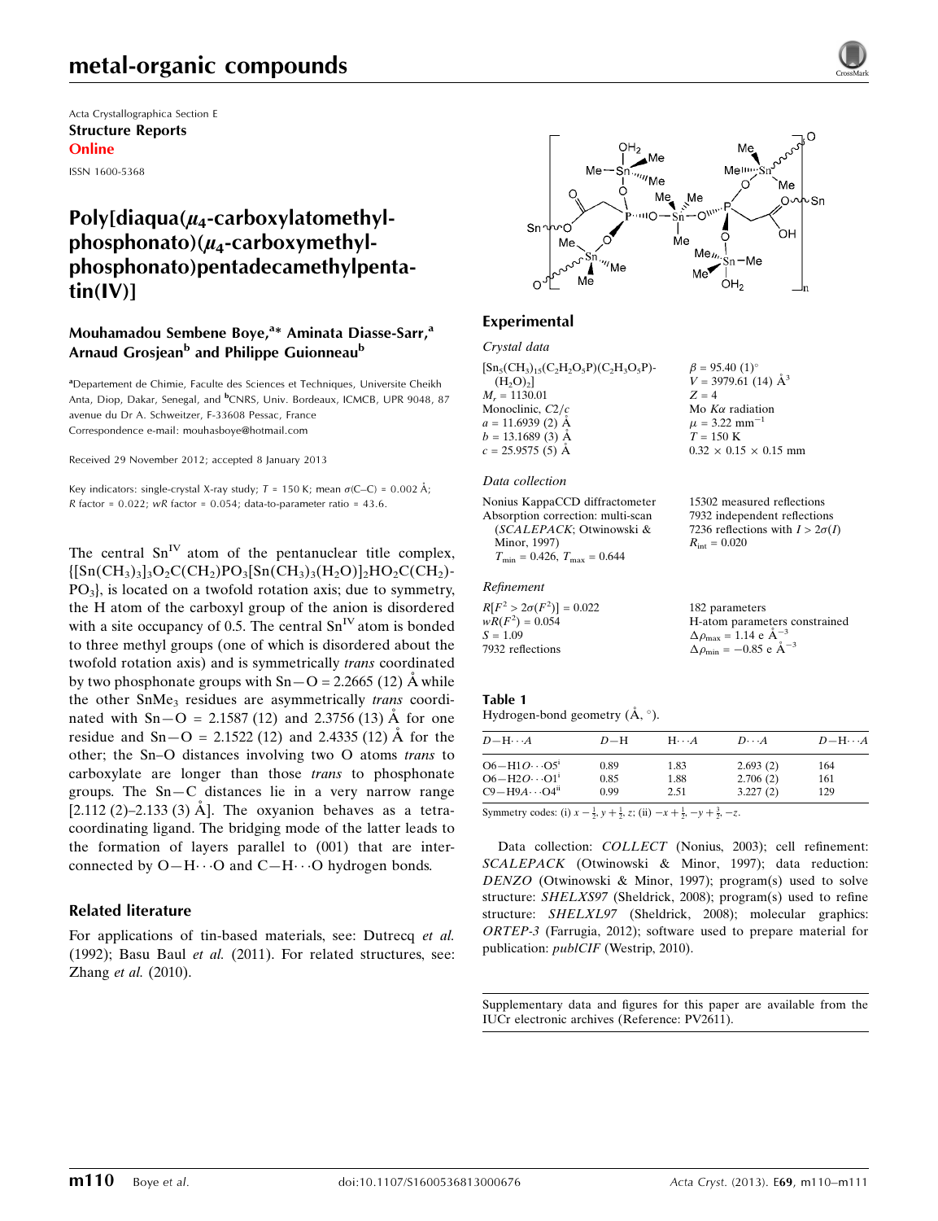Acta Crystallographica Section E
**Structure Reports**
**Online**

ISSN 1600-5368

# Poly[diaqua($\mu_4$-carboxylatomethylphosphonato)($\mu_4$-carboxymethylphosphonato)pentadecamethylpentatin(IV)]

**Mouhamadou Sembene Boye,[a]* Aminata Diasse-Sarr,[a] Arnaud Grosjean[b] and Philippe Guionneau[b]**

[a]Departement de Chimie, Faculte des Sciences et Techniques, Universite Cheikh Anta, Diop, Dakar, Senegal, and [b]CNRS, Univ. Bordeaux, ICMCB, UPR 9048, 87 avenue du Dr A. Schweitzer, F-33608 Pessac, France
Correspondence e-mail: mouhasboye@hotmail.com

Received 29 November 2012; accepted 8 January 2013

Key indicators: single-crystal X-ray study; $T$ = 150 K; mean $\sigma$(C–C) = 0.002 Å; $R$ factor = 0.022; $wR$ factor = 0.054; data-to-parameter ratio = 43.6.

The central $Sn^{IV}$ atom of the pentanuclear title complex, $\{[Sn(CH_3)_3]_3O_2C(CH_2)PO_3[Sn(CH_3)_3(H_2O)]_2HO_2C(CH_2)PO_3\}$, is located on a twofold rotation axis; due to symmetry, the H atom of the carboxyl group of the anion is disordered with a site occupancy of 0.5. The central $Sn^{IV}$ atom is bonded to three methyl groups (one of which is disordered about the twofold rotation axis) and is symmetrically *trans* coordinated by two phosphonate groups with Sn—O = 2.2665 (12) Å while the other $SnMe_3$ residues are asymmetrically *trans* coordinated with Sn—O = 2.1587 (12) and 2.3756 (13) Å for one residue and Sn—O = 2.1522 (12) and 2.4335 (12) Å for the other; the Sn–O distances involving two O atoms *trans* to carboxylate are longer than those *trans* to phosphonate groups. The Sn—C distances lie in a very narrow range [2.112 (2)–2.133 (3) Å]. The oxyanion behaves as a tetracoordinating ligand. The bridging mode of the latter leads to the formation of layers parallel to (001) that are interconnected by O—H···O and C—H···O hydrogen bonds.

## Related literature

For applications of tin-based materials, see: Dutrecq *et al.* (1992); Basu Baul *et al.* (2011). For related structures, see: Zhang *et al.* (2010).

## Experimental

### Crystal data

$[Sn_5(CH_3)_{15}(C_2H_2O_5P)(C_2H_3O_5P)(H_2O)_2]$
$M_r$ = 1130.01
Monoclinic, $C2/c$
$a$ = 11.6939 (2) Å
$b$ = 13.1689 (3) Å
$c$ = 25.9575 (5) Å
$\beta$ = 95.40 (1)°
$V$ = 3979.61 (14) Å$^3$
$Z$ = 4
Mo $K\alpha$ radiation
$\mu$ = 3.22 mm$^{-1}$
$T$ = 150 K
0.32 × 0.15 × 0.15 mm

### Data collection

Nonius KappaCCD diffractometer
Absorption correction: multi-scan (*SCALEPACK*; Otwinowski & Minor, 1997)
$T_{min}$ = 0.426, $T_{max}$ = 0.644
15302 measured reflections
7932 independent reflections
7236 reflections with $I > 2\sigma(I)$
$R_{int}$ = 0.020

### Refinement

$R[F^2 > 2\sigma(F^2)]$ = 0.022
$wR(F^2)$ = 0.054
$S$ = 1.09
7932 reflections
182 parameters
H-atom parameters constrained
$\Delta\rho_{max}$ = 1.14 e Å$^{-3}$
$\Delta\rho_{min}$ = −0.85 e Å$^{-3}$

**Table 1**
Hydrogen-bond geometry (Å, °).

| $D$—H···$A$ | $D$—H | H···$A$ | $D$···$A$ | $D$—H···$A$ |
|---|---|---|---|---|
| O6—H1$O$···O5$^{i}$ | 0.89 | 1.83 | 2.693 (2) | 164 |
| O6—H2$O$···O1$^{i}$ | 0.85 | 1.88 | 2.706 (2) | 161 |
| C9—H9$A$···O4$^{ii}$ | 0.99 | 2.51 | 3.227 (2) | 129 |

Symmetry codes: (i) $x-\frac{1}{2}, y+\frac{1}{2}, z$; (ii) $-x+\frac{1}{2}, -y+\frac{3}{2}, -z$.

Data collection: *COLLECT* (Nonius, 2003); cell refinement: *SCALEPACK* (Otwinowski & Minor, 1997); data reduction: *DENZO* (Otwinowski & Minor, 1997); program(s) used to solve structure: *SHELXS97* (Sheldrick, 2008); program(s) used to refine structure: *SHELXL97* (Sheldrick, 2008); molecular graphics: *ORTEP-3* (Farrugia, 2012); software used to prepare material for publication: *publCIF* (Westrip, 2010).

Supplementary data and figures for this paper are available from the IUCr electronic archives (Reference: PV2611).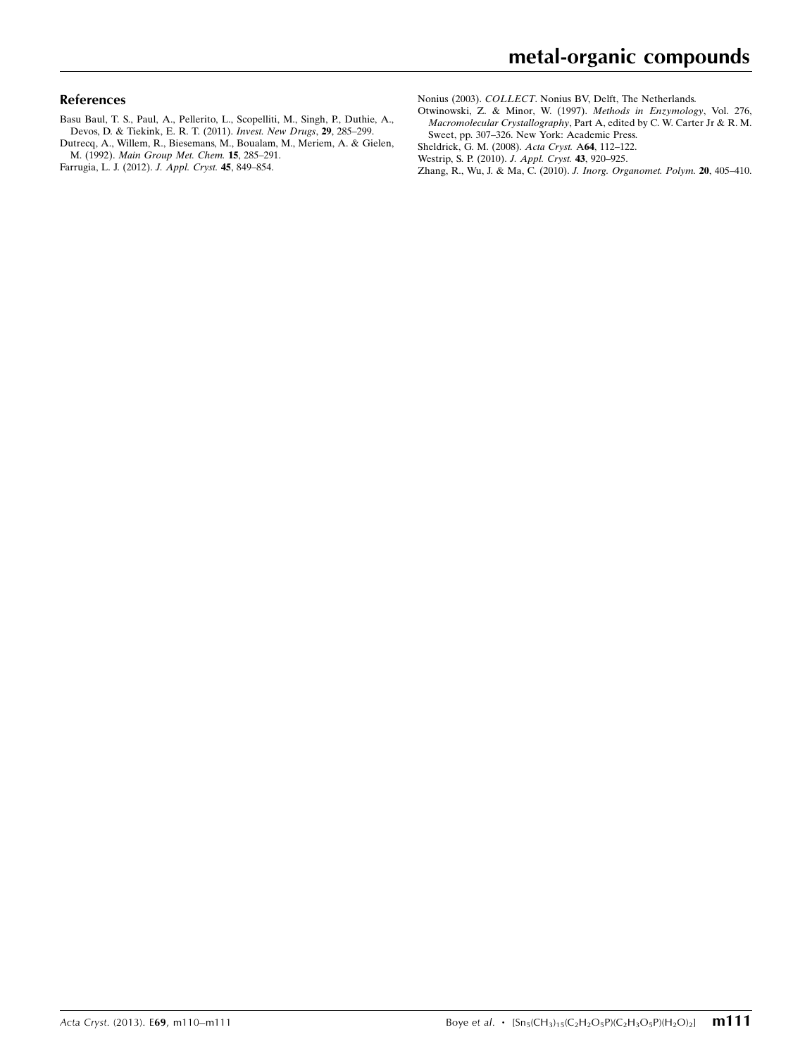## References

Basu Baul, T. S., Paul, A., Pellerito, L., Scopelliti, M., Singh, P., Duthie, A., Devos, D. & Tiekink, E. R. T. (2011). *Invest. New Drugs*, **29**, 285–299.

Dutrecq, A., Willem, R., Biesemans, M., Boualam, M., Meriem, A. & Gielen, M. (1992). *Main Group Met. Chem.* **15**, 285–291.

Farrugia, L. J. (2012). *J. Appl. Cryst.* **45**, 849–854.

Nonius (2003). *COLLECT*. Nonius BV, Delft, The Netherlands.

Otwinowski, Z. & Minor, W. (1997). *Methods in Enzymology*, Vol. 276, *Macromolecular Crystallography*, Part A, edited by C. W. Carter Jr & R. M. Sweet, pp. 307–326. New York: Academic Press.

Sheldrick, G. M. (2008). *Acta Cryst.* A**64**, 112–122.

Westrip, S. P. (2010). *J. Appl. Cryst.* **43**, 920–925.

Zhang, R., Wu, J. & Ma, C. (2010). *J. Inorg. Organomet. Polym.* **20**, 405–410.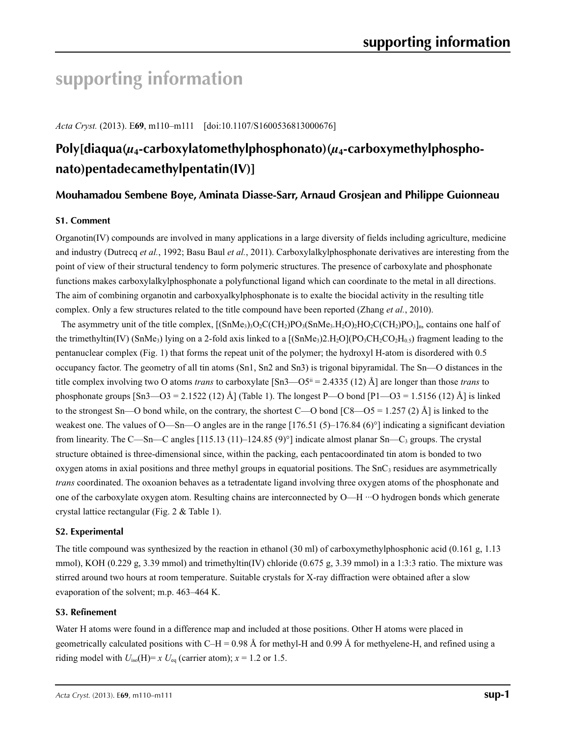# supporting information

*Acta Cryst.* (2013). E**69**, m110–m111 [doi:10.1107/S1600536813000676]

## Poly[diaqua($\mu_4$-carboxylatomethylphosphonato)($\mu_4$-carboxymethylphosphonato)pentadecamethylpentatin(IV)]

### Mouhamadou Sembene Boye, Aminata Diasse-Sarr, Arnaud Grosjean and Philippe Guionneau

### S1. Comment

Organotin(IV) compounds are involved in many applications in a large diversity of fields including agriculture, medicine and industry (Dutrecq *et al.*, 1992; Basu Baul *et al.*, 2011). Carboxylalkylphosphonate derivatives are interesting from the point of view of their structural tendency to form polymeric structures. The presence of carboxylate and phosphonate functions makes carboxylalkylphosphonate a polyfunctional ligand which can coordinate to the metal in all directions. The aim of combining organotin and carboxyalkylphosphonate is to exalte the biocidal activity in the resulting title complex. Only a few structures related to the title compound have been reported (Zhang *et al.*, 2010).

The asymmetry unit of the title complex, $[(SnMe_3)_3O_2C(CH_2)PO_3(SnMe_3.H_2O)_2HO_2C(CH_2)PO_3]_n$, contains one half of the trimethyltin(IV) ($SnMe_3$) lying on a 2-fold axis linked to a $[(SnMe_3)2.H_2O](PO_3CH_2CO_2H_{0.5})$ fragment leading to the pentanuclear complex (Fig. 1) that forms the repeat unit of the polymer; the hydroxyl H-atom is disordered with 0.5 occupancy factor. The geometry of all tin atoms (Sn1, Sn2 and Sn3) is trigonal bipyramidal. The Sn—O distances in the title complex involving two O atoms *trans* to carboxylate [Sn3—O5[ii] = 2.4335 (12) Å] are longer than those *trans* to phosphonate groups [Sn3—O3 = 2.1522 (12) Å] (Table 1). The longest P—O bond [P1—O3 = 1.5156 (12) Å] is linked to the strongest Sn—O bond while, on the contrary, the shortest C—O bond [C8—O5 = 1.257 (2) Å] is linked to the weakest one. The values of O—Sn—O angles are in the range [176.51 (5)–176.84 (6)°] indicating a significant deviation from linearity. The C—Sn—C angles [115.13 (11)–124.85 (9)°] indicate almost planar Sn—$C_3$ groups. The crystal structure obtained is three-dimensional since, within the packing, each pentacoordinated tin atom is bonded to two oxygen atoms in axial positions and three methyl groups in equatorial positions. The $SnC_3$ residues are asymmetrically *trans* coordinated. The oxoanion behaves as a tetradentate ligand involving three oxygen atoms of the phosphonate and one of the carboxylate oxygen atom. Resulting chains are interconnected by O—H ···O hydrogen bonds which generate crystal lattice rectangular (Fig. 2 & Table 1).

### S2. Experimental

The title compound was synthesized by the reaction in ethanol (30 ml) of carboxymethylphosphonic acid (0.161 g, 1.13 mmol), KOH (0.229 g, 3.39 mmol) and trimethyltin(IV) chloride (0.675 g, 3.39 mmol) in a 1:3:3 ratio. The mixture was stirred around two hours at room temperature. Suitable crystals for X-ray diffraction were obtained after a slow evaporation of the solvent; m.p. 463–464 K.

### S3. Refinement

Water H atoms were found in a difference map and included at those positions. Other H atoms were placed in geometrically calculated positions with C–H = 0.98 Å for methyl-H and 0.99 Å for methyelene-H, and refined using a riding model with $U_{iso}$(H)= $x$ $U_{eq}$ (carrier atom); $x$ = 1.2 or 1.5.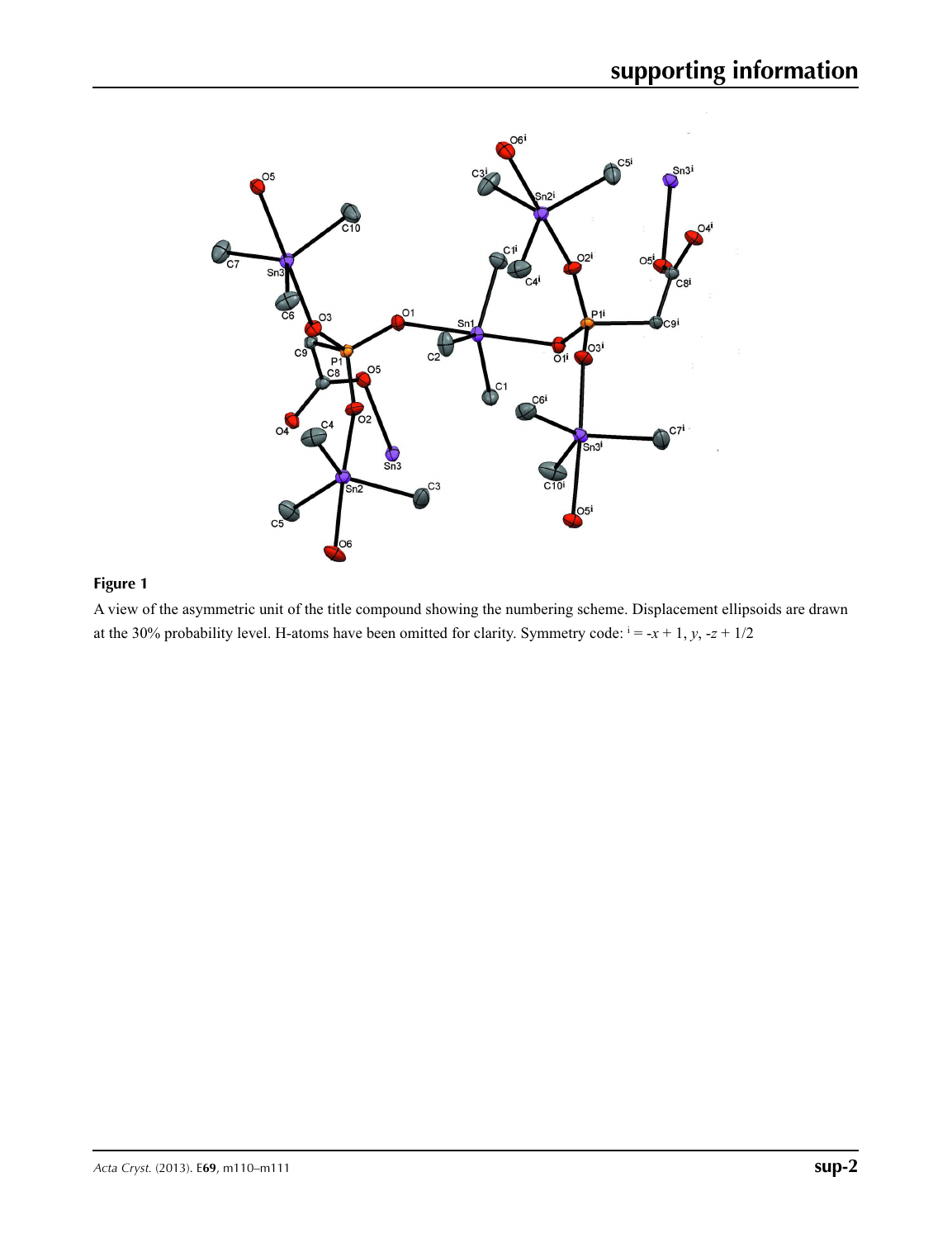**Figure 1**

A view of the asymmetric unit of the title compound showing the numbering scheme. Displacement ellipsoids are drawn at the 30% probability level. H-atoms have been omitted for clarity. Symmetry code: $^{i}$ = $-x + 1$, $y$, $-z + 1/2$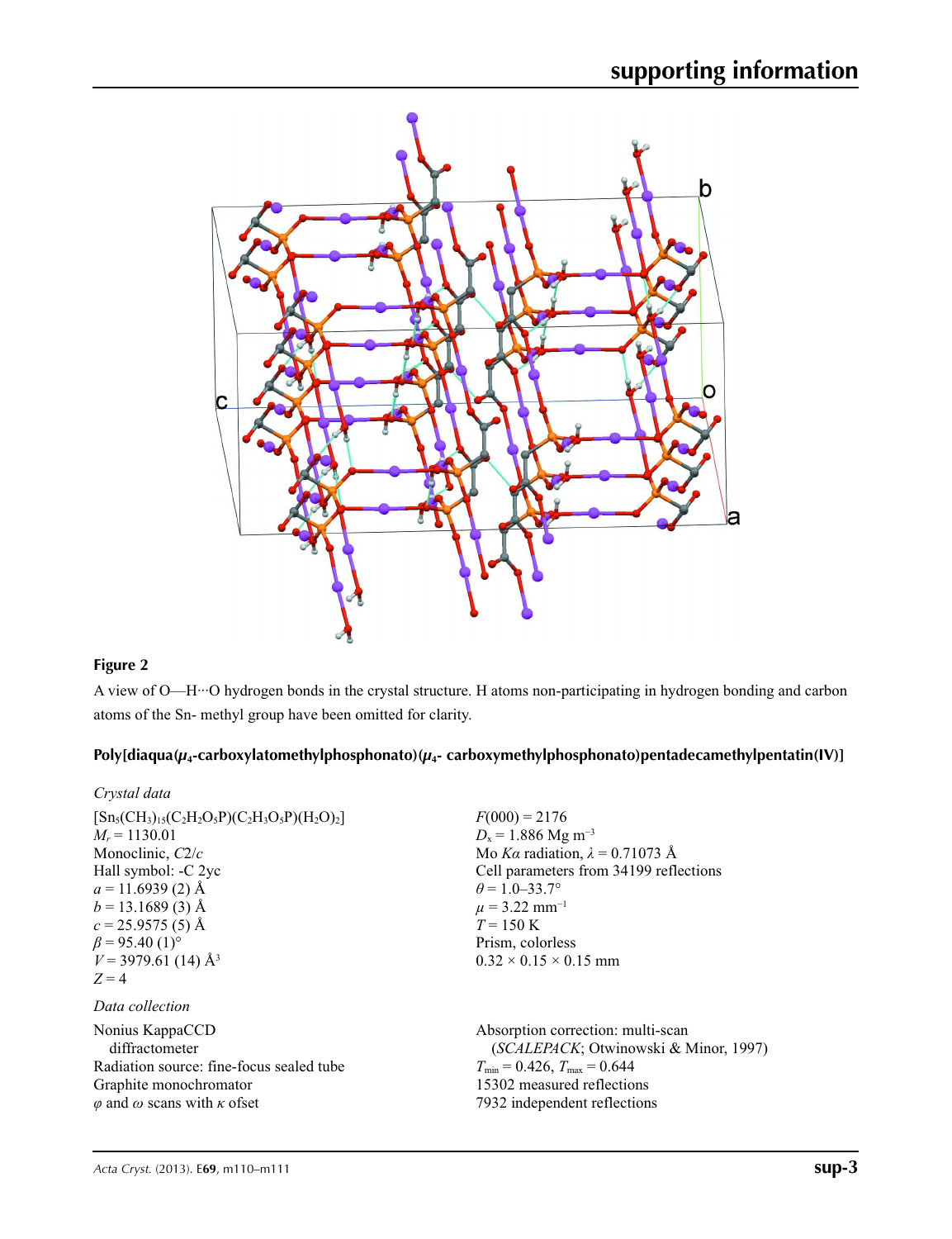**Figure 2**

A view of O—H···O hydrogen bonds in the crystal structure. H atoms non-participating in hydrogen bonding and carbon atoms of the Sn- methyl group have been omitted for clarity.

## Poly[diaqua($\mu_4$-carboxylatomethylphosphonato)($\mu_4$- carboxymethylphosphonato)pentadecamethylpentatin(IV)]

### *Crystal data*

$[Sn_5(CH_3)_{15}(C_2H_2O_5P)(C_2H_3O_5P)(H_2O)_2]$
$M_r = 1130.01$
Monoclinic, $C2/c$
Hall symbol: -C 2yc
$a = 11.6939$ (2) Å
$b = 13.1689$ (3) Å
$c = 25.9575$ (5) Å
$\beta = 95.40$ (1)°
$V = 3979.61$ (14) Å$^3$
$Z = 4$

$F(000) = 2176$
$D_x = 1.886$ Mg m$^{-3}$
Mo $K\alpha$ radiation, $\lambda = 0.71073$ Å
Cell parameters from 34199 reflections
$\theta = 1.0$–$33.7°$
$\mu = 3.22$ mm$^{-1}$
$T = 150$ K
Prism, colorless
$0.32 \times 0.15 \times 0.15$ mm

### *Data collection*

Nonius KappaCCD diffractometer
Radiation source: fine-focus sealed tube
Graphite monochromator
$\varphi$ and $\omega$ scans with $\kappa$ ofset

Absorption correction: multi-scan (*SCALEPACK*; Otwinowski & Minor, 1997)
$T_{min} = 0.426$, $T_{max} = 0.644$
15302 measured reflections
7932 independent reflections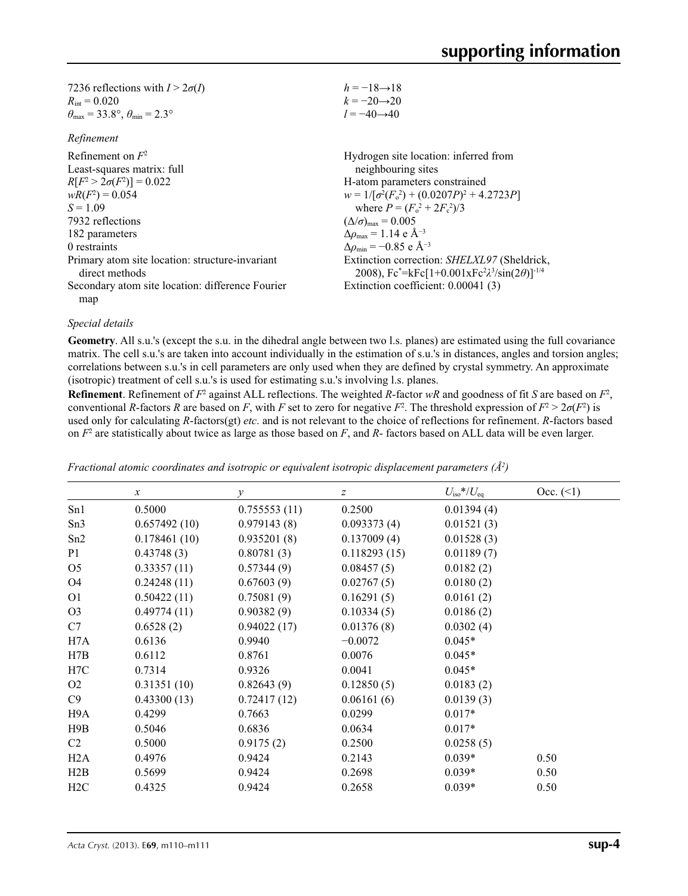| | |
|---|---|
| 7236 reflections with $I > 2\sigma(I)$ | $h = -18 \rightarrow 18$ |
| $R_{int} = 0.020$ | $k = -20 \rightarrow 20$ |
| $\theta_{max} = 33.8°$, $\theta_{min} = 2.3°$ | $l = -40 \rightarrow 40$ |

*Refinement*

| | |
|---|---|
| Refinement on $F^2$ | Hydrogen site location: inferred from neighbouring sites |
| Least-squares matrix: full | H-atom parameters constrained |
| $R[F^2 > 2\sigma(F^2)] = 0.022$ | $w = 1/[\sigma^2(F_o^2) + (0.0207P)^2 + 4.2723P]$ where $P = (F_o^2 + 2F_c^2)/3$ |
| $wR(F^2) = 0.054$ | $(\Delta/\sigma)_{max} = 0.005$ |
| $S = 1.09$ | $\Delta\rho_{max} = 1.14$ e Å$^{-3}$ |
| 7932 reflections | $\Delta\rho_{min} = -0.85$ e Å$^{-3}$ |
| 182 parameters | Extinction correction: *SHELXL97* (Sheldrick, 2008), $Fc^* = kFc[1+0.001xFc^2\lambda^3/\sin(2\theta)]^{-1/4}$ |
| 0 restraints | Extinction coefficient: 0.00041 (3) |
| Primary atom site location: structure-invariant direct methods | |
| Secondary atom site location: difference Fourier map | |

*Special details*

**Geometry**. All s.u.'s (except the s.u. in the dihedral angle between two l.s. planes) are estimated using the full covariance matrix. The cell s.u.'s are taken into account individually in the estimation of s.u.'s in distances, angles and torsion angles; correlations between s.u.'s in cell parameters are only used when they are defined by crystal symmetry. An approximate (isotropic) treatment of cell s.u.'s is used for estimating s.u.'s involving l.s. planes.

**Refinement**. Refinement of $F^2$ against ALL reflections. The weighted $R$-factor $wR$ and goodness of fit $S$ are based on $F^2$, conventional $R$-factors $R$ are based on $F$, with $F$ set to zero for negative $F^2$. The threshold expression of $F^2 > 2\sigma(F^2)$ is used only for calculating $R$-factors(gt) *etc*. and is not relevant to the choice of reflections for refinement. $R$-factors based on $F^2$ are statistically about twice as large as those based on $F$, and $R$- factors based on ALL data will be even larger.

*Fractional atomic coordinates and isotropic or equivalent isotropic displacement parameters (Å$^2$)*

| | $x$ | $y$ | $z$ | $U_{iso}$\*/$U_{eq}$ | Occ. (<1) |
|---|---|---|---|---|---|
| Sn1 | 0.5000 | 0.755553 (11) | 0.2500 | 0.01394 (4) | |
| Sn3 | 0.657492 (10) | 0.979143 (8) | 0.093373 (4) | 0.01521 (3) | |
| Sn2 | 0.178461 (10) | 0.935201 (8) | 0.137009 (4) | 0.01528 (3) | |
| P1 | 0.43748 (3) | 0.80781 (3) | 0.118293 (15) | 0.01189 (7) | |
| O5 | 0.33357 (11) | 0.57344 (9) | 0.08457 (5) | 0.0182 (2) | |
| O4 | 0.24248 (11) | 0.67603 (9) | 0.02767 (5) | 0.0180 (2) | |
| O1 | 0.50422 (11) | 0.75081 (9) | 0.16291 (5) | 0.0161 (2) | |
| O3 | 0.49774 (11) | 0.90382 (9) | 0.10334 (5) | 0.0186 (2) | |
| C7 | 0.6528 (2) | 0.94022 (17) | 0.01376 (8) | 0.0302 (4) | |
| H7A | 0.6136 | 0.9940 | −0.0072 | 0.045* | |
| H7B | 0.6112 | 0.8761 | 0.0076 | 0.045* | |
| H7C | 0.7314 | 0.9326 | 0.0041 | 0.045* | |
| O2 | 0.31351 (10) | 0.82643 (9) | 0.12850 (5) | 0.0183 (2) | |
| C9 | 0.43300 (13) | 0.72417 (12) | 0.06161 (6) | 0.0139 (3) | |
| H9A | 0.4299 | 0.7663 | 0.0299 | 0.017* | |
| H9B | 0.5046 | 0.6836 | 0.0634 | 0.017* | |
| C2 | 0.5000 | 0.9175 (2) | 0.2500 | 0.0258 (5) | |
| H2A | 0.4976 | 0.9424 | 0.2143 | 0.039* | 0.50 |
| H2B | 0.5699 | 0.9424 | 0.2698 | 0.039* | 0.50 |
| H2C | 0.4325 | 0.9424 | 0.2658 | 0.039* | 0.50 |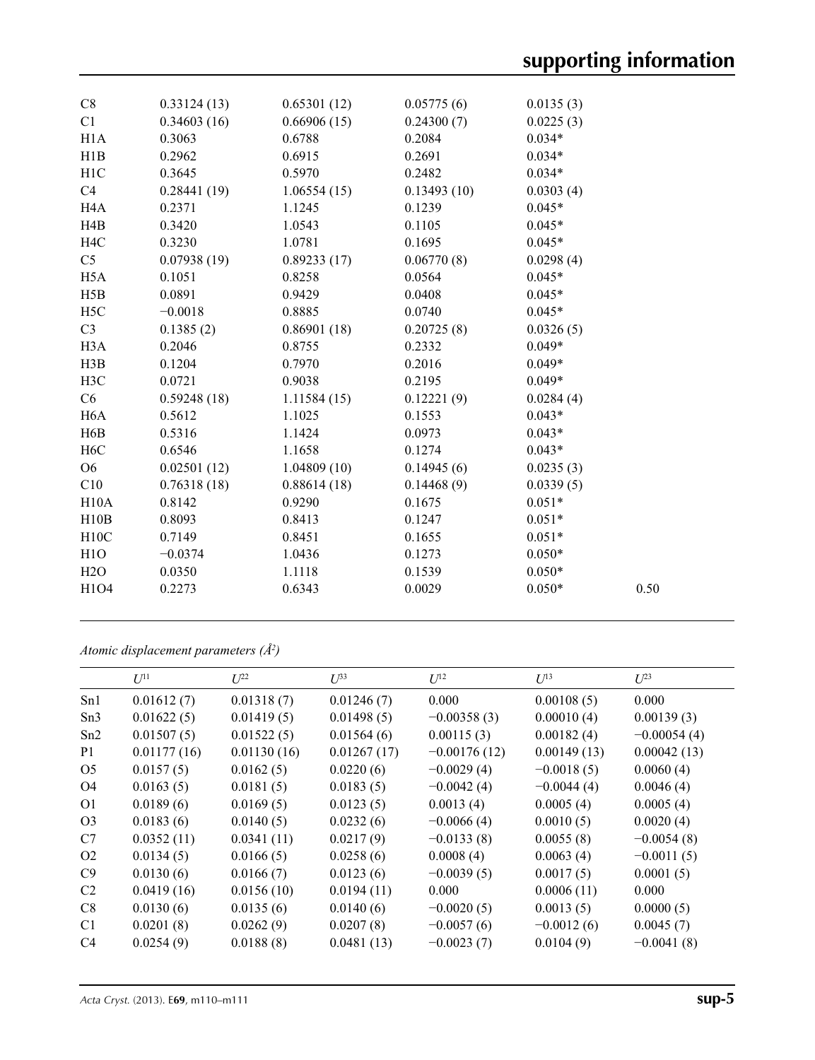| | | | | | |
|---|---|---|---|---|---|
| C8 | 0.33124 (13) | 0.65301 (12) | 0.05775 (6) | 0.0135 (3) | |
| C1 | 0.34603 (16) | 0.66906 (15) | 0.24300 (7) | 0.0225 (3) | |
| H1A | 0.3063 | 0.6788 | 0.2084 | 0.034* | |
| H1B | 0.2962 | 0.6915 | 0.2691 | 0.034* | |
| H1C | 0.3645 | 0.5970 | 0.2482 | 0.034* | |
| C4 | 0.28441 (19) | 1.06554 (15) | 0.13493 (10) | 0.0303 (4) | |
| H4A | 0.2371 | 1.1245 | 0.1239 | 0.045* | |
| H4B | 0.3420 | 1.0543 | 0.1105 | 0.045* | |
| H4C | 0.3230 | 1.0781 | 0.1695 | 0.045* | |
| C5 | 0.07938 (19) | 0.89233 (17) | 0.06770 (8) | 0.0298 (4) | |
| H5A | 0.1051 | 0.8258 | 0.0564 | 0.045* | |
| H5B | 0.0891 | 0.9429 | 0.0408 | 0.045* | |
| H5C | −0.0018 | 0.8885 | 0.0740 | 0.045* | |
| C3 | 0.1385 (2) | 0.86901 (18) | 0.20725 (8) | 0.0326 (5) | |
| H3A | 0.2046 | 0.8755 | 0.2332 | 0.049* | |
| H3B | 0.1204 | 0.7970 | 0.2016 | 0.049* | |
| H3C | 0.0721 | 0.9038 | 0.2195 | 0.049* | |
| C6 | 0.59248 (18) | 1.11584 (15) | 0.12221 (9) | 0.0284 (4) | |
| H6A | 0.5612 | 1.1025 | 0.1553 | 0.043* | |
| H6B | 0.5316 | 1.1424 | 0.0973 | 0.043* | |
| H6C | 0.6546 | 1.1658 | 0.1274 | 0.043* | |
| O6 | 0.02501 (12) | 1.04809 (10) | 0.14945 (6) | 0.0235 (3) | |
| C10 | 0.76318 (18) | 0.88614 (18) | 0.14468 (9) | 0.0339 (5) | |
| H10A | 0.8142 | 0.9290 | 0.1675 | 0.051* | |
| H10B | 0.8093 | 0.8413 | 0.1247 | 0.051* | |
| H10C | 0.7149 | 0.8451 | 0.1655 | 0.051* | |
| H1O | −0.0374 | 1.0436 | 0.1273 | 0.050* | |
| H2O | 0.0350 | 1.1118 | 0.1539 | 0.050* | |
| H1O4 | 0.2273 | 0.6343 | 0.0029 | 0.050* | 0.50 |

*Atomic displacement parameters (Å²)*

| | $U^{11}$ | $U^{22}$ | $U^{33}$ | $U^{12}$ | $U^{13}$ | $U^{23}$ |
|---|---|---|---|---|---|---|
| Sn1 | 0.01612 (7) | 0.01318 (7) | 0.01246 (7) | 0.000 | 0.00108 (5) | 0.000 |
| Sn3 | 0.01622 (5) | 0.01419 (5) | 0.01498 (5) | −0.00358 (3) | 0.00010 (4) | 0.00139 (3) |
| Sn2 | 0.01507 (5) | 0.01522 (5) | 0.01564 (6) | 0.00115 (3) | 0.00182 (4) | −0.00054 (4) |
| P1 | 0.01177 (16) | 0.01130 (16) | 0.01267 (17) | −0.00176 (12) | 0.00149 (13) | 0.00042 (13) |
| O5 | 0.0157 (5) | 0.0162 (5) | 0.0220 (6) | −0.0029 (4) | −0.0018 (5) | 0.0060 (4) |
| O4 | 0.0163 (5) | 0.0181 (5) | 0.0183 (5) | −0.0042 (4) | −0.0044 (4) | 0.0046 (4) |
| O1 | 0.0189 (6) | 0.0169 (5) | 0.0123 (5) | 0.0013 (4) | 0.0005 (4) | 0.0005 (4) |
| O3 | 0.0183 (6) | 0.0140 (5) | 0.0232 (6) | −0.0066 (4) | 0.0010 (5) | 0.0020 (4) |
| C7 | 0.0352 (11) | 0.0341 (11) | 0.0217 (9) | −0.0133 (8) | 0.0055 (8) | −0.0054 (8) |
| O2 | 0.0134 (5) | 0.0166 (5) | 0.0258 (6) | 0.0008 (4) | 0.0063 (4) | −0.0011 (5) |
| C9 | 0.0130 (6) | 0.0166 (7) | 0.0123 (6) | −0.0039 (5) | 0.0017 (5) | 0.0001 (5) |
| C2 | 0.0419 (16) | 0.0156 (10) | 0.0194 (11) | 0.000 | 0.0006 (11) | 0.000 |
| C8 | 0.0130 (6) | 0.0135 (6) | 0.0140 (6) | −0.0020 (5) | 0.0013 (5) | 0.0000 (5) |
| C1 | 0.0201 (8) | 0.0262 (9) | 0.0207 (8) | −0.0057 (6) | −0.0012 (6) | 0.0045 (7) |
| C4 | 0.0254 (9) | 0.0188 (8) | 0.0481 (13) | −0.0023 (7) | 0.0104 (9) | −0.0041 (8) |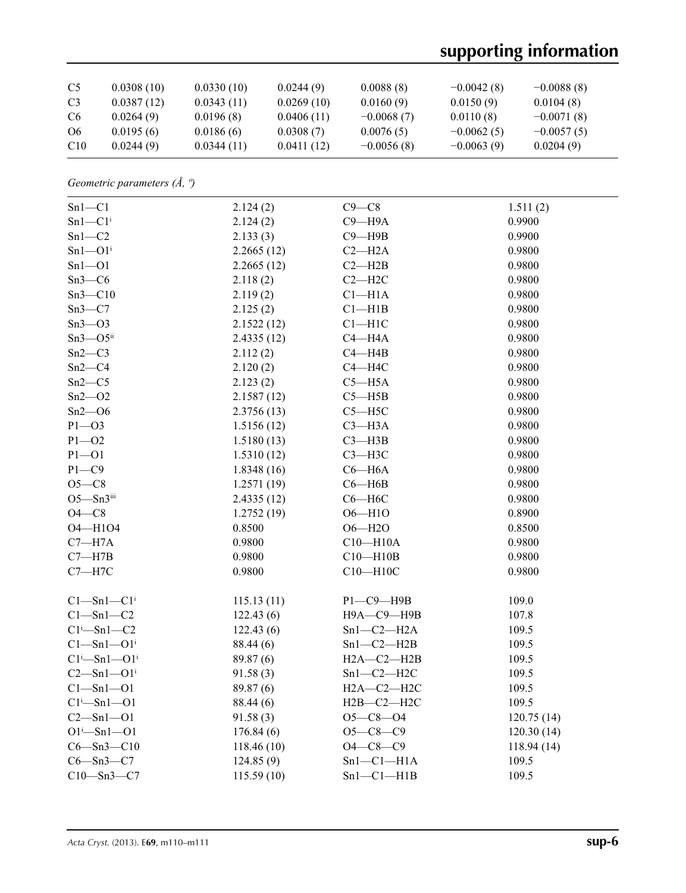| | | | | | | |
|---|---|---|---|---|---|---|
| C5 | 0.0308 (10) | 0.0330 (10) | 0.0244 (9) | 0.0088 (8) | −0.0042 (8) | −0.0088 (8) |
| C3 | 0.0387 (12) | 0.0343 (11) | 0.0269 (10) | 0.0160 (9) | 0.0150 (9) | 0.0104 (8) |
| C6 | 0.0264 (9) | 0.0196 (8) | 0.0406 (11) | −0.0068 (7) | 0.0110 (8) | −0.0071 (8) |
| O6 | 0.0195 (6) | 0.0186 (6) | 0.0308 (7) | 0.0076 (5) | −0.0062 (5) | −0.0057 (5) |
| C10 | 0.0244 (9) | 0.0344 (11) | 0.0411 (12) | −0.0056 (8) | −0.0063 (9) | 0.0204 (9) |

*Geometric parameters (Å, º)*

| | | | |
|---|---|---|---|
| Sn1—C1 | 2.124 (2) | C9—C8 | 1.511 (2) |
| Sn1—C1$^{i}$ | 2.124 (2) | C9—H9A | 0.9900 |
| Sn1—C2 | 2.133 (3) | C9—H9B | 0.9900 |
| Sn1—O1$^{i}$ | 2.2665 (12) | C2—H2A | 0.9800 |
| Sn1—O1 | 2.2665 (12) | C2—H2B | 0.9800 |
| Sn3—C6 | 2.118 (2) | C2—H2C | 0.9800 |
| Sn3—C10 | 2.119 (2) | C1—H1A | 0.9800 |
| Sn3—C7 | 2.125 (2) | C1—H1B | 0.9800 |
| Sn3—O3 | 2.1522 (12) | C1—H1C | 0.9800 |
| Sn3—O5$^{ii}$ | 2.4335 (12) | C4—H4A | 0.9800 |
| Sn2—C3 | 2.112 (2) | C4—H4B | 0.9800 |
| Sn2—C4 | 2.120 (2) | C4—H4C | 0.9800 |
| Sn2—C5 | 2.123 (2) | C5—H5A | 0.9800 |
| Sn2—O2 | 2.1587 (12) | C5—H5B | 0.9800 |
| Sn2—O6 | 2.3756 (13) | C5—H5C | 0.9800 |
| P1—O3 | 1.5156 (12) | C3—H3A | 0.9800 |
| P1—O2 | 1.5180 (13) | C3—H3B | 0.9800 |
| P1—O1 | 1.5310 (12) | C3—H3C | 0.9800 |
| P1—C9 | 1.8348 (16) | C6—H6A | 0.9800 |
| O5—C8 | 1.2571 (19) | C6—H6B | 0.9800 |
| O5—Sn3$^{iii}$ | 2.4335 (12) | C6—H6C | 0.9800 |
| O4—C8 | 1.2752 (19) | O6—H1O | 0.8900 |
| O4—H1O4 | 0.8500 | O6—H2O | 0.8500 |
| C7—H7A | 0.9800 | C10—H10A | 0.9800 |
| C7—H7B | 0.9800 | C10—H10B | 0.9800 |
| C7—H7C | 0.9800 | C10—H10C | 0.9800 |
| | | | |
| C1—Sn1—C1$^{i}$ | 115.13 (11) | P1—C9—H9B | 109.0 |
| C1—Sn1—C2 | 122.43 (6) | H9A—C9—H9B | 107.8 |
| C1$^{i}$—Sn1—C2 | 122.43 (6) | Sn1—C2—H2A | 109.5 |
| C1—Sn1—O1$^{i}$ | 88.44 (6) | Sn1—C2—H2B | 109.5 |
| C1$^{i}$—Sn1—O1$^{i}$ | 89.87 (6) | H2A—C2—H2B | 109.5 |
| C2—Sn1—O1$^{i}$ | 91.58 (3) | Sn1—C2—H2C | 109.5 |
| C1—Sn1—O1 | 89.87 (6) | H2A—C2—H2C | 109.5 |
| C1$^{i}$—Sn1—O1 | 88.44 (6) | H2B—C2—H2C | 109.5 |
| C2—Sn1—O1 | 91.58 (3) | O5—C8—O4 | 120.75 (14) |
| O1$^{i}$—Sn1—O1 | 176.84 (6) | O5—C8—C9 | 120.30 (14) |
| C6—Sn3—C10 | 118.46 (10) | O4—C8—C9 | 118.94 (14) |
| C6—Sn3—C7 | 124.85 (9) | Sn1—C1—H1A | 109.5 |
| C10—Sn3—C7 | 115.59 (10) | Sn1—C1—H1B | 109.5 |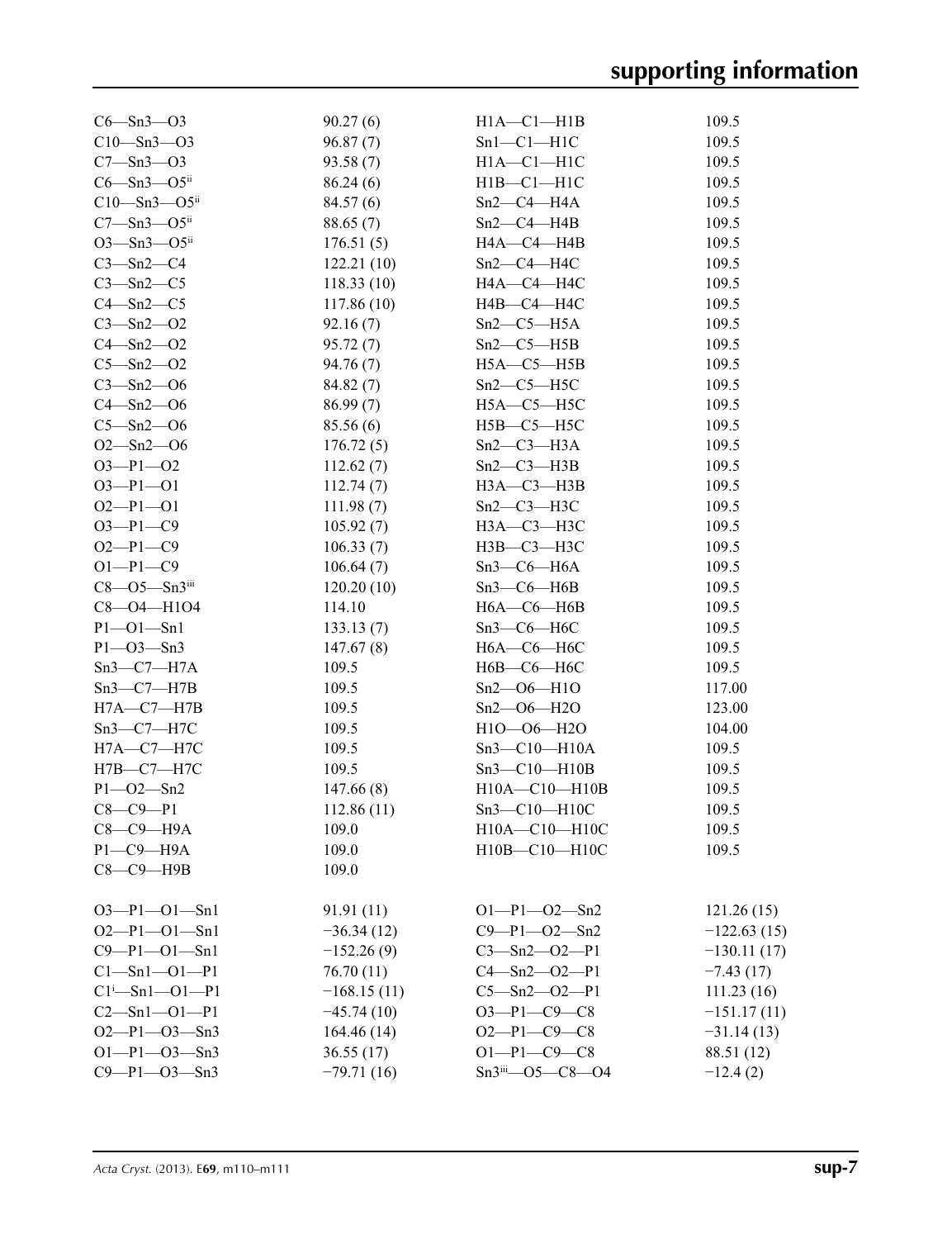| | | | |
|---|---|---|---|
| C6—Sn3—O3 | 90.27 (6) | H1A—C1—H1B | 109.5 |
| C10—Sn3—O3 | 96.87 (7) | Sn1—C1—H1C | 109.5 |
| C7—Sn3—O3 | 93.58 (7) | H1A—C1—H1C | 109.5 |
| C6—Sn3—O5$^{ii}$ | 86.24 (6) | H1B—C1—H1C | 109.5 |
| C10—Sn3—O5$^{ii}$ | 84.57 (6) | Sn2—C4—H4A | 109.5 |
| C7—Sn3—O5$^{ii}$ | 88.65 (7) | Sn2—C4—H4B | 109.5 |
| O3—Sn3—O5$^{ii}$ | 176.51 (5) | H4A—C4—H4B | 109.5 |
| C3—Sn2—C4 | 122.21 (10) | Sn2—C4—H4C | 109.5 |
| C3—Sn2—C5 | 118.33 (10) | H4A—C4—H4C | 109.5 |
| C4—Sn2—C5 | 117.86 (10) | H4B—C4—H4C | 109.5 |
| C3—Sn2—O2 | 92.16 (7) | Sn2—C5—H5A | 109.5 |
| C4—Sn2—O2 | 95.72 (7) | Sn2—C5—H5B | 109.5 |
| C5—Sn2—O2 | 94.76 (7) | H5A—C5—H5B | 109.5 |
| C3—Sn2—O6 | 84.82 (7) | Sn2—C5—H5C | 109.5 |
| C4—Sn2—O6 | 86.99 (7) | H5A—C5—H5C | 109.5 |
| C5—Sn2—O6 | 85.56 (6) | H5B—C5—H5C | 109.5 |
| O2—Sn2—O6 | 176.72 (5) | Sn2—C3—H3A | 109.5 |
| O3—P1—O2 | 112.62 (7) | Sn2—C3—H3B | 109.5 |
| O3—P1—O1 | 112.74 (7) | H3A—C3—H3B | 109.5 |
| O2—P1—O1 | 111.98 (7) | Sn2—C3—H3C | 109.5 |
| O3—P1—C9 | 105.92 (7) | H3A—C3—H3C | 109.5 |
| O2—P1—C9 | 106.33 (7) | H3B—C3—H3C | 109.5 |
| O1—P1—C9 | 106.64 (7) | Sn3—C6—H6A | 109.5 |
| C8—O5—Sn3$^{iii}$ | 120.20 (10) | Sn3—C6—H6B | 109.5 |
| C8—O4—H1O4 | 114.10 | H6A—C6—H6B | 109.5 |
| P1—O1—Sn1 | 133.13 (7) | Sn3—C6—H6C | 109.5 |
| P1—O3—Sn3 | 147.67 (8) | H6A—C6—H6C | 109.5 |
| Sn3—C7—H7A | 109.5 | H6B—C6—H6C | 109.5 |
| Sn3—C7—H7B | 109.5 | Sn2—O6—H1O | 117.00 |
| H7A—C7—H7B | 109.5 | Sn2—O6—H2O | 123.00 |
| Sn3—C7—H7C | 109.5 | H1O—O6—H2O | 104.00 |
| H7A—C7—H7C | 109.5 | Sn3—C10—H10A | 109.5 |
| H7B—C7—H7C | 109.5 | Sn3—C10—H10B | 109.5 |
| P1—O2—Sn2 | 147.66 (8) | H10A—C10—H10B | 109.5 |
| C8—C9—P1 | 112.86 (11) | Sn3—C10—H10C | 109.5 |
| C8—C9—H9A | 109.0 | H10A—C10—H10C | 109.5 |
| P1—C9—H9A | 109.0 | H10B—C10—H10C | 109.5 |
| C8—C9—H9B | 109.0 | | |

| | | | |
|---|---|---|---|
| O3—P1—O1—Sn1 | 91.91 (11) | O1—P1—O2—Sn2 | 121.26 (15) |
| O2—P1—O1—Sn1 | −36.34 (12) | C9—P1—O2—Sn2 | −122.63 (15) |
| C9—P1—O1—Sn1 | −152.26 (9) | C3—Sn2—O2—P1 | −130.11 (17) |
| C1—Sn1—O1—P1 | 76.70 (11) | C4—Sn2—O2—P1 | −7.43 (17) |
| C1$^{i}$—Sn1—O1—P1 | −168.15 (11) | C5—Sn2—O2—P1 | 111.23 (16) |
| C2—Sn1—O1—P1 | −45.74 (10) | O3—P1—C9—C8 | −151.17 (11) |
| O2—P1—O3—Sn3 | 164.46 (14) | O2—P1—C9—C8 | −31.14 (13) |
| O1—P1—O3—Sn3 | 36.55 (17) | O1—P1—C9—C8 | 88.51 (12) |
| C9—P1—O3—Sn3 | −79.71 (16) | Sn3$^{iii}$—O5—C8—O4 | −12.4 (2) |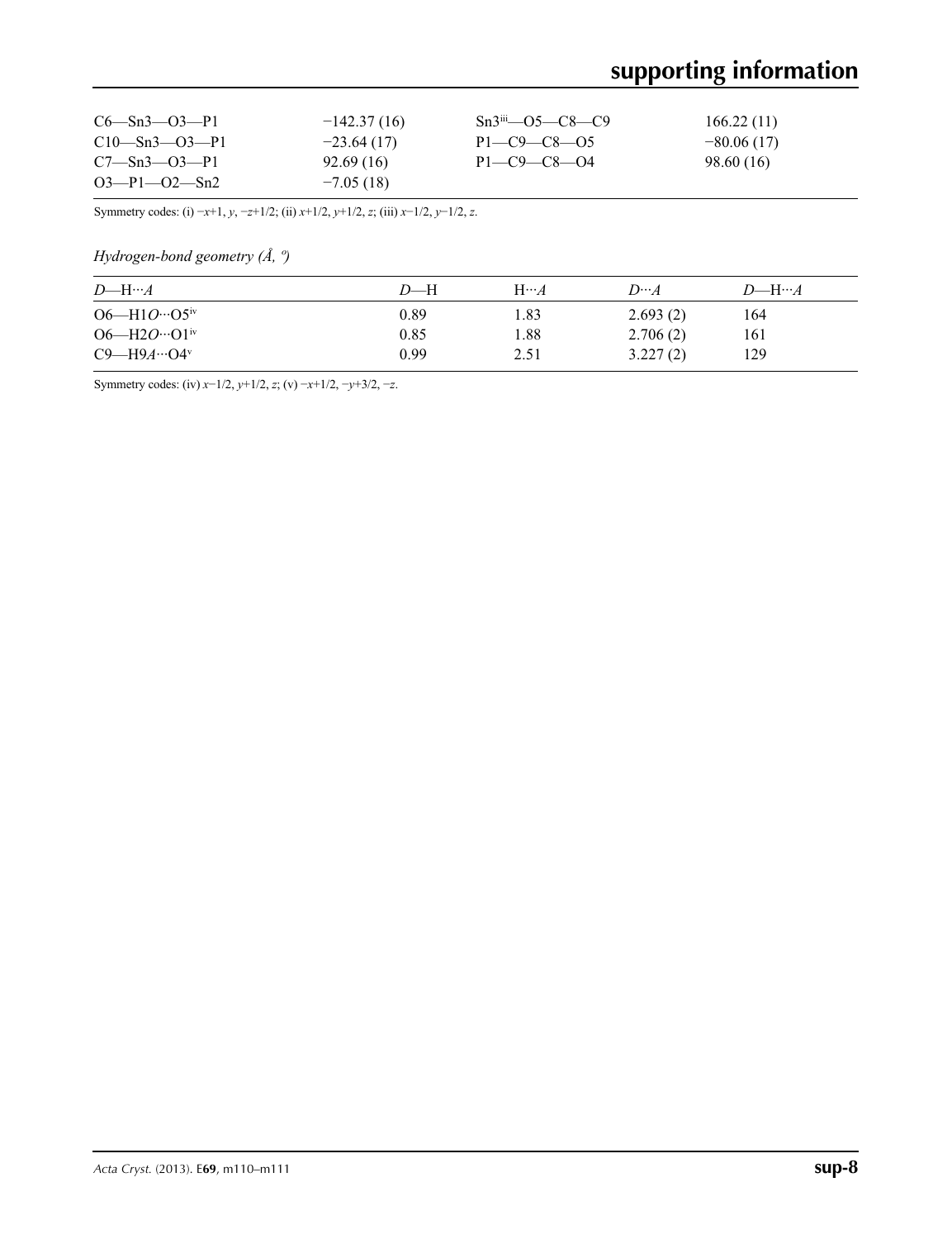| | | | |
|---|---|---|---|
| C6—Sn3—O3—P1 | −142.37 (16) | Sn3$^{iii}$—O5—C8—C9 | 166.22 (11) |
| C10—Sn3—O3—P1 | −23.64 (17) | P1—C9—C8—O5 | −80.06 (17) |
| C7—Sn3—O3—P1 | 92.69 (16) | P1—C9—C8—O4 | 98.60 (16) |
| O3—P1—O2—Sn2 | −7.05 (18) | | |

Symmetry codes: (i) −*x*+1, *y*, −*z*+1/2; (ii) *x*+1/2, *y*+1/2, *z*; (iii) *x*−1/2, *y*−1/2, *z*.

*Hydrogen-bond geometry (Å, º)*

| *D*—H···*A* | *D*—H | H···*A* | *D*···*A* | *D*—H···*A* |
|---|---|---|---|---|
| O6—H1*O*···O5$^{iv}$ | 0.89 | 1.83 | 2.693 (2) | 164 |
| O6—H2*O*···O1$^{iv}$ | 0.85 | 1.88 | 2.706 (2) | 161 |
| C9—H9*A*···O4$^{v}$ | 0.99 | 2.51 | 3.227 (2) | 129 |

Symmetry codes: (iv) *x*−1/2, *y*+1/2, *z*; (v) −*x*+1/2, −*y*+3/2, −*z*.